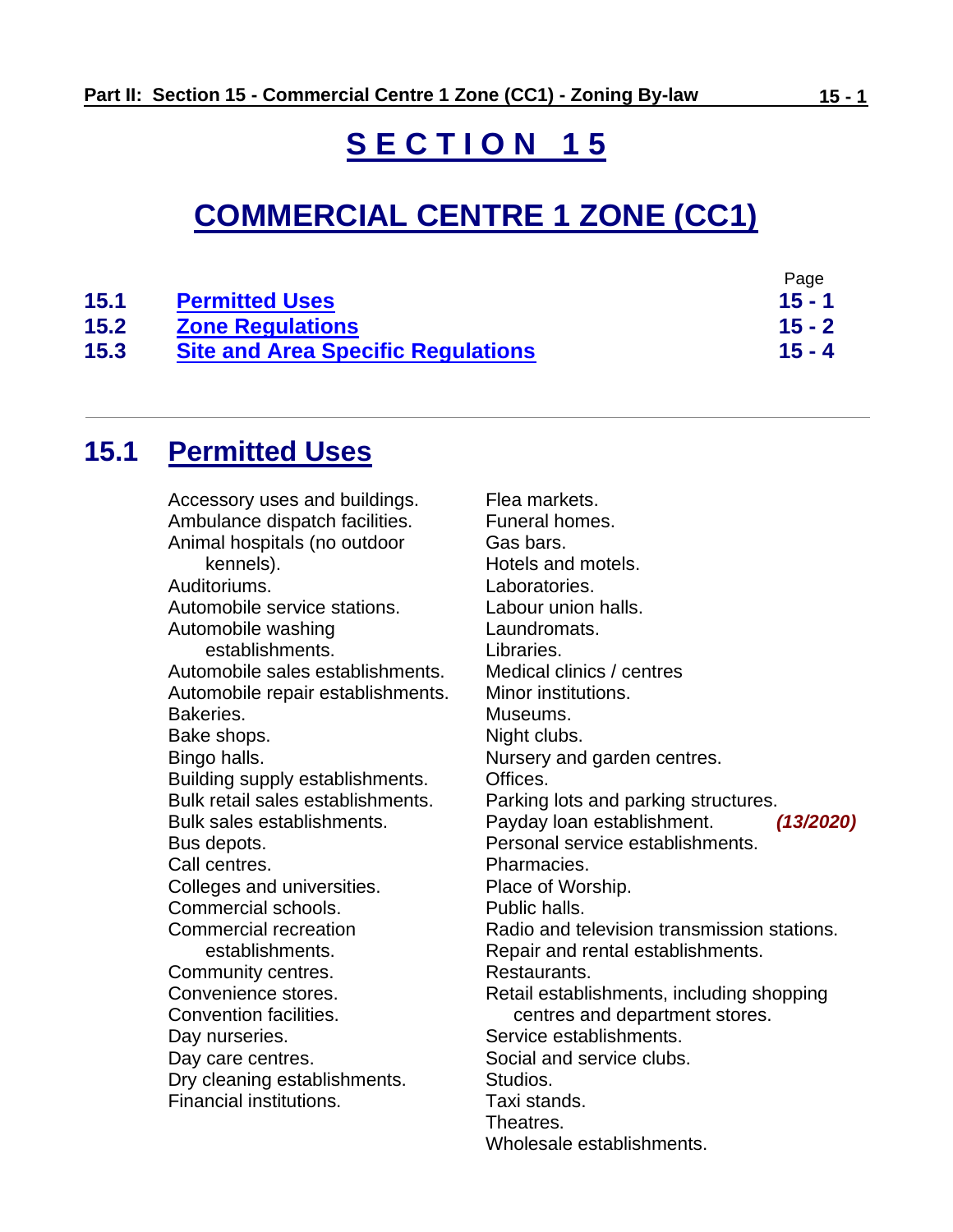# SECTION 15

# COMMERCIAL CENTRE 1 ZONE (CC1)

| | | Page |
|---|---|---|
| **15.1** | **Permitted Uses** | **15 - 1** |
| **15.2** | **Zone Regulations** | **15 - 2** |
| **15.3** | **Site and Area Specific Regulations** | **15 - 4** |

---

## 15.1 Permitted Uses

Accessory uses and buildings.
Ambulance dispatch facilities.
Animal hospitals (no outdoor kennels).
Auditoriums.
Automobile service stations.
Automobile washing establishments.
Automobile sales establishments.
Automobile repair establishments.
Bakeries.
Bake shops.
Bingo halls.
Building supply establishments.
Bulk retail sales establishments.
Bulk sales establishments.
Bus depots.
Call centres.
Colleges and universities.
Commercial schools.
Commercial recreation establishments.
Community centres.
Convenience stores.
Convention facilities.
Day nurseries.
Day care centres.
Dry cleaning establishments.
Financial institutions.
Flea markets.
Funeral homes.
Gas bars.
Hotels and motels.
Laboratories.
Labour union halls.
Laundromats.
Libraries.
Medical clinics / centres
Minor institutions.
Museums.
Night clubs.
Nursery and garden centres.
Offices.
Parking lots and parking structures.
Payday loan establishment. ***(13/2020)***
Personal service establishments.
Pharmacies.
Place of Worship.
Public halls.
Radio and television transmission stations.
Repair and rental establishments.
Restaurants.
Retail establishments, including shopping centres and department stores.
Service establishments.
Social and service clubs.
Studios.
Taxi stands.
Theatres.
Wholesale establishments.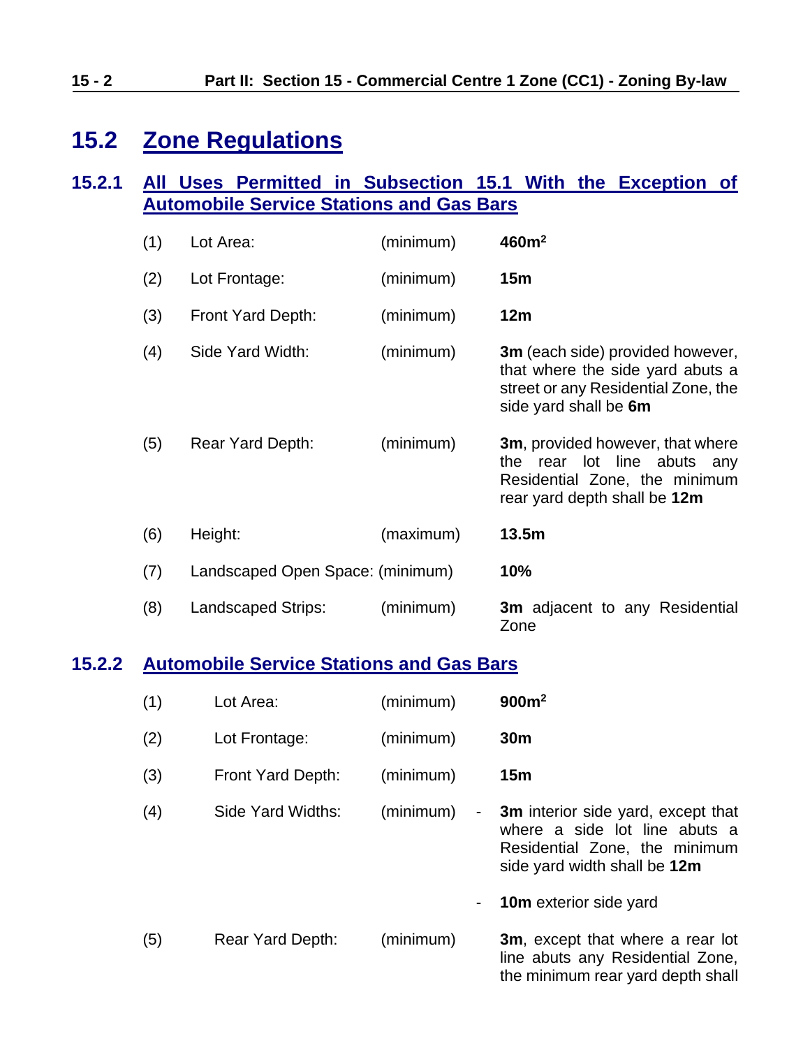## 15.2 Zone Regulations

### 15.2.1 All Uses Permitted in Subsection 15.1 With the Exception of Automobile Service Stations and Gas Bars

| | | | |
|---|---|---|---|
| (1) | Lot Area: | (minimum) | **460m$^2$** |
| (2) | Lot Frontage: | (minimum) | **15m** |
| (3) | Front Yard Depth: | (minimum) | **12m** |
| (4) | Side Yard Width: | (minimum) | **3m** (each side) provided however, that where the side yard abuts a street or any Residential Zone, the side yard shall be **6m** |
| (5) | Rear Yard Depth: | (minimum) | **3m**, provided however, that where the rear lot line abuts any Residential Zone, the minimum rear yard depth shall be **12m** |
| (6) | Height: | (maximum) | **13.5m** |
| (7) | Landscaped Open Space: | (minimum) | **10%** |
| (8) | Landscaped Strips: | (minimum) | **3m** adjacent to any Residential Zone |

### 15.2.2 Automobile Service Stations and Gas Bars

| | | | |
|---|---|---|---|
| (1) | Lot Area: | (minimum) | **900m$^2$** |
| (2) | Lot Frontage: | (minimum) | **30m** |
| (3) | Front Yard Depth: | (minimum) | **15m** |
| (4) | Side Yard Widths: | (minimum) | - **3m** interior side yard, except that where a side lot line abuts a Residential Zone, the minimum side yard width shall be **12m**<br>- **10m** exterior side yard |
| (5) | Rear Yard Depth: | (minimum) | **3m**, except that where a rear lot line abuts any Residential Zone, the minimum rear yard depth shall |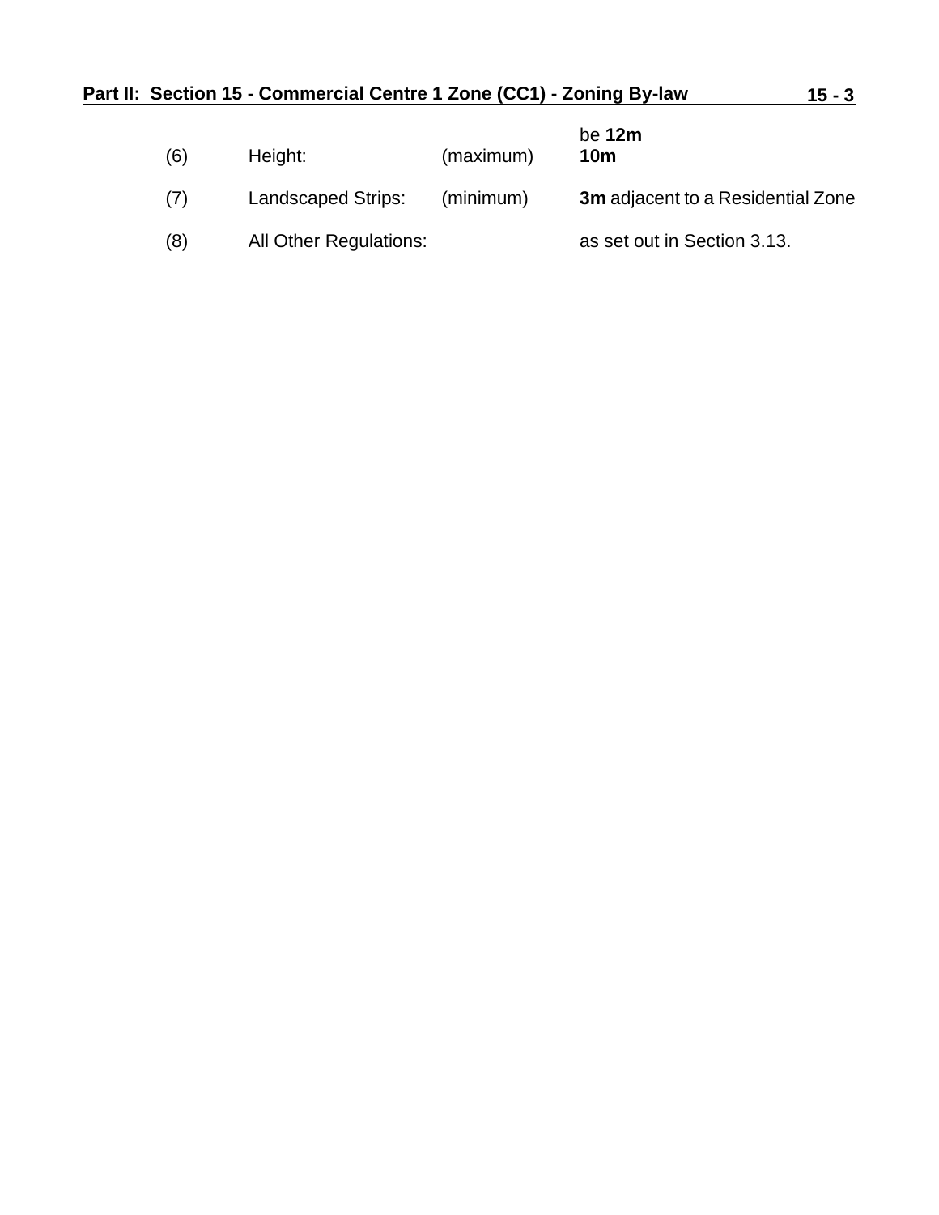| | | | |
|---|---|---|---|
| | | | be **12m** |
| (6) | Height: | (maximum) | **10m** |
| (7) | Landscaped Strips: | (minimum) | **3m** adjacent to a Residential Zone |
| (8) | All Other Regulations: | | as set out in Section 3.13. |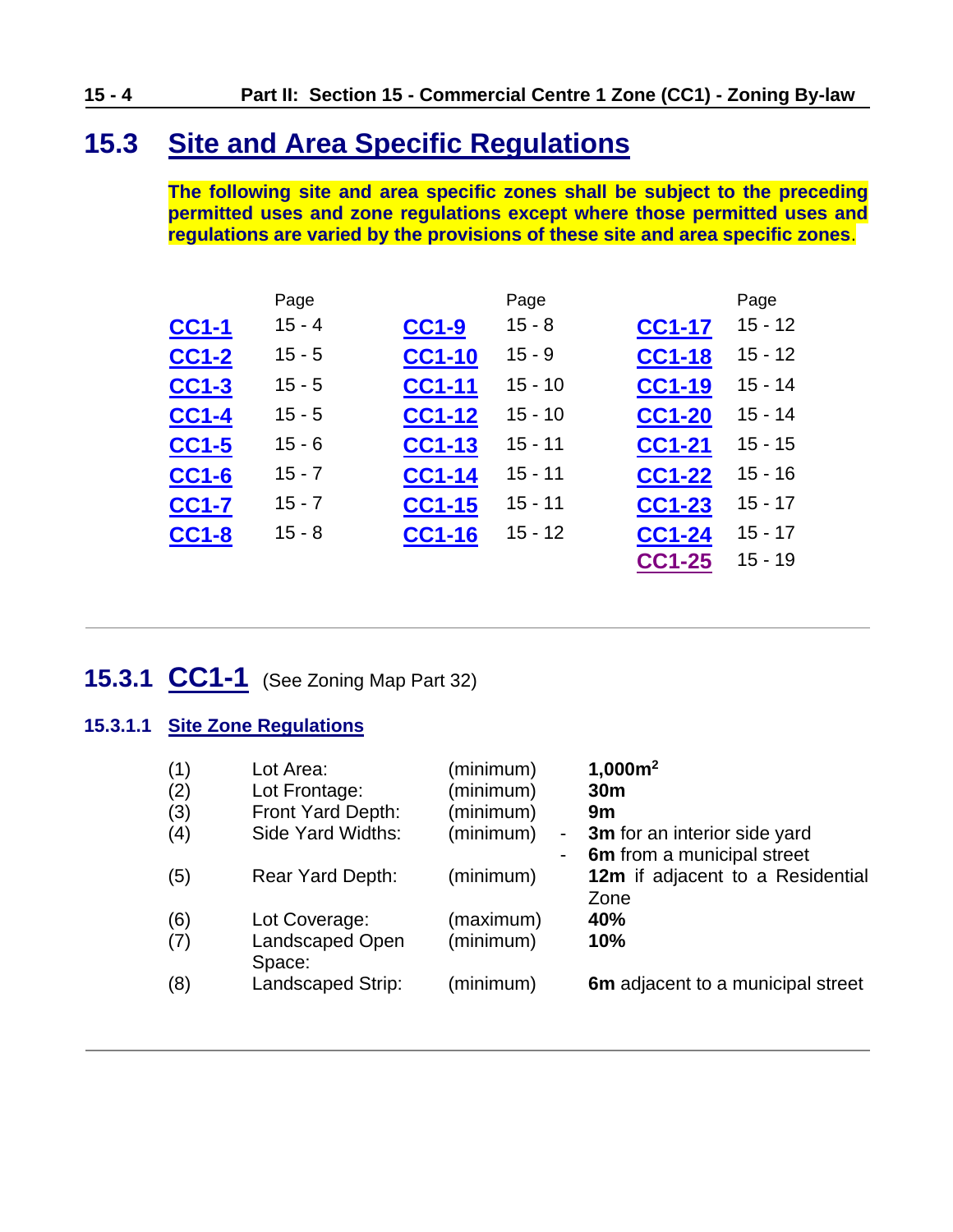# 15.3 Site and Area Specific Regulations

**The following site and area specific zones shall be subject to the preceding permitted uses and zone regulations except where those permitted uses and regulations are varied by the provisions of these site and area specific zones.**

| | Page | | Page | | Page |
|---|---|---|---|---|---|
| **CC1-1** | 15 - 4 | **CC1-9** | 15 - 8 | **CC1-17** | 15 - 12 |
| **CC1-2** | 15 - 5 | **CC1-10** | 15 - 9 | **CC1-18** | 15 - 12 |
| **CC1-3** | 15 - 5 | **CC1-11** | 15 - 10 | **CC1-19** | 15 - 14 |
| **CC1-4** | 15 - 5 | **CC1-12** | 15 - 10 | **CC1-20** | 15 - 14 |
| **CC1-5** | 15 - 6 | **CC1-13** | 15 - 11 | **CC1-21** | 15 - 15 |
| **CC1-6** | 15 - 7 | **CC1-14** | 15 - 11 | **CC1-22** | 15 - 16 |
| **CC1-7** | 15 - 7 | **CC1-15** | 15 - 11 | **CC1-23** | 15 - 17 |
| **CC1-8** | 15 - 8 | **CC1-16** | 15 - 12 | **CC1-24** | 15 - 17 |
| | | | | **CC1-25** | 15 - 19 |

---

## 15.3.1 CC1-1 (See Zoning Map Part 32)

### 15.3.1.1 Site Zone Regulations

| | | | |
|---|---|---|---|
| (1) | Lot Area: | (minimum) | **1,000m$^2$** |
| (2) | Lot Frontage: | (minimum) | **30m** |
| (3) | Front Yard Depth: | (minimum) | **9m** |
| (4) | Side Yard Widths: | (minimum) | - **3m** for an interior side yard<br>- **6m** from a municipal street |
| (5) | Rear Yard Depth: | (minimum) | **12m** if adjacent to a Residential Zone |
| (6) | Lot Coverage: | (maximum) | **40%** |
| (7) | Landscaped Open Space: | (minimum) | **10%** |
| (8) | Landscaped Strip: | (minimum) | **6m** adjacent to a municipal street |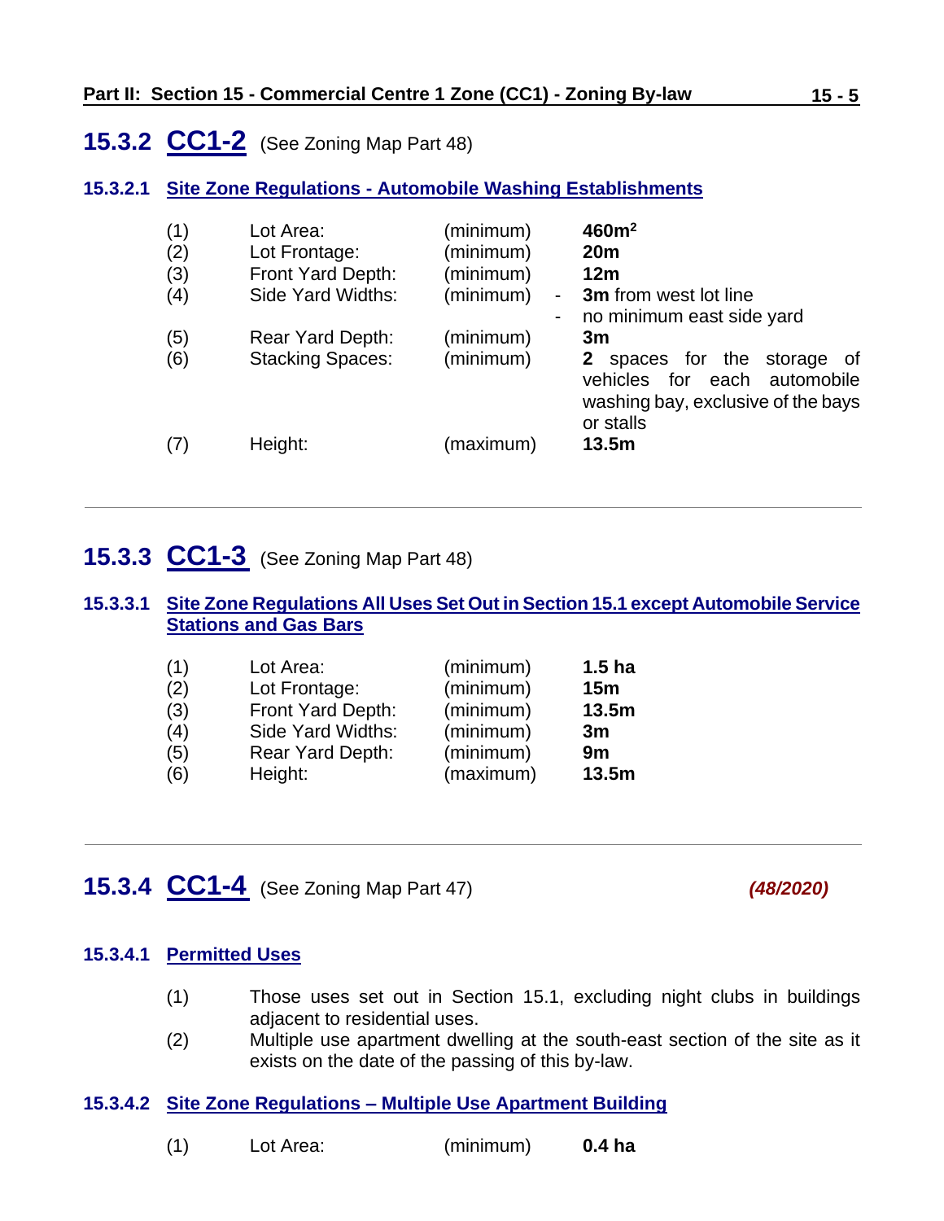## 15.3.2 CC1-2 (See Zoning Map Part 48)

### 15.3.2.1 Site Zone Regulations - Automobile Washing Establishments

| | | | |
|---|---|---|---|
| (1) | Lot Area: | (minimum) | **460m$^2$** |
| (2) | Lot Frontage: | (minimum) | **20m** |
| (3) | Front Yard Depth: | (minimum) | **12m** |
| (4) | Side Yard Widths: | (minimum) | - **3m** from west lot line<br>- no minimum east side yard |
| (5) | Rear Yard Depth: | (minimum) | **3m** |
| (6) | Stacking Spaces: | (minimum) | **2** spaces for the storage of vehicles for each automobile washing bay, exclusive of the bays or stalls |
| (7) | Height: | (maximum) | **13.5m** |

---

## 15.3.3 CC1-3 (See Zoning Map Part 48)

### 15.3.3.1 Site Zone Regulations All Uses Set Out in Section 15.1 except Automobile Service Stations and Gas Bars

| | | | |
|---|---|---|---|
| (1) | Lot Area: | (minimum) | **1.5 ha** |
| (2) | Lot Frontage: | (minimum) | **15m** |
| (3) | Front Yard Depth: | (minimum) | **13.5m** |
| (4) | Side Yard Widths: | (minimum) | **3m** |
| (5) | Rear Yard Depth: | (minimum) | **9m** |
| (6) | Height: | (maximum) | **13.5m** |

---

## 15.3.4 CC1-4 (See Zoning Map Part 47) *(48/2020)*

### 15.3.4.1 Permitted Uses

(1) Those uses set out in Section 15.1, excluding night clubs in buildings adjacent to residential uses.

(2) Multiple use apartment dwelling at the south-east section of the site as it exists on the date of the passing of this by-law.

### 15.3.4.2 Site Zone Regulations – Multiple Use Apartment Building

| | | | |
|---|---|---|---|
| (1) | Lot Area: | (minimum) | **0.4 ha** |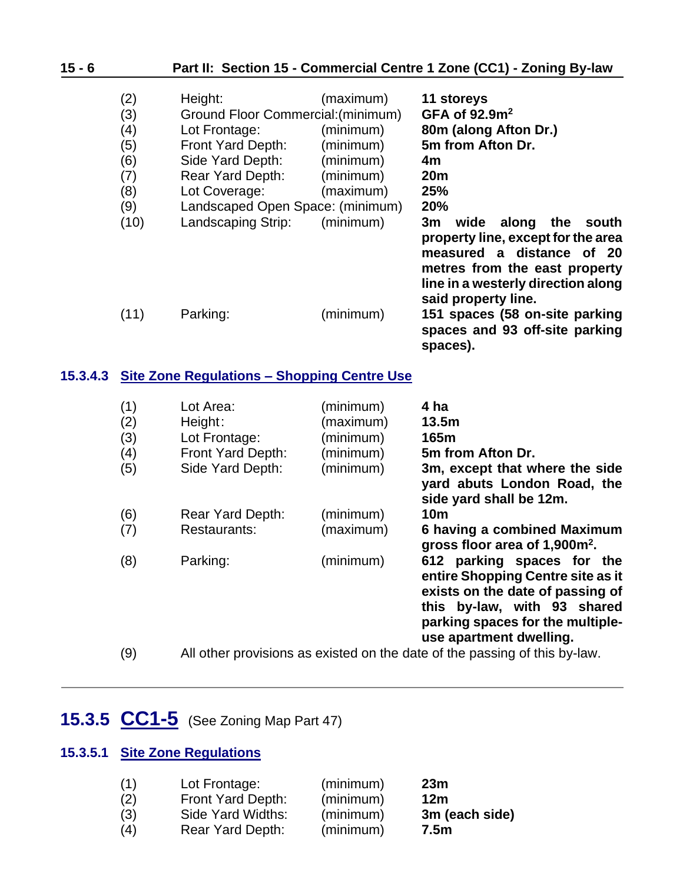| | | | |
|---|---|---|---|
| (2) | Height: | (maximum) | **11 storeys** |
| (3) | Ground Floor Commercial: | (minimum) | **GFA of 92.9m$^2$** |
| (4) | Lot Frontage: | (minimum) | **80m (along Afton Dr.)** |
| (5) | Front Yard Depth: | (minimum) | **5m from Afton Dr.** |
| (6) | Side Yard Depth: | (minimum) | **4m** |
| (7) | Rear Yard Depth: | (minimum) | **20m** |
| (8) | Lot Coverage: | (maximum) | **25%** |
| (9) | Landscaped Open Space: | (minimum) | **20%** |
| (10) | Landscaping Strip: | (minimum) | **3m wide along the south property line, except for the area measured a distance of 20 metres from the east property line in a westerly direction along said property line.** |
| (11) | Parking: | (minimum) | **151 spaces (58 on-site parking spaces and 93 off-site parking spaces).** |

### 15.3.4.3 Site Zone Regulations – Shopping Centre Use

| | | | |
|---|---|---|---|
| (1) | Lot Area: | (minimum) | **4 ha** |
| (2) | Height: | (maximum) | **13.5m** |
| (3) | Lot Frontage: | (minimum) | **165m** |
| (4) | Front Yard Depth: | (minimum) | **5m from Afton Dr.** |
| (5) | Side Yard Depth: | (minimum) | **3m, except that where the side yard abuts London Road, the side yard shall be 12m.** |
| (6) | Rear Yard Depth: | (minimum) | **10m** |
| (7) | Restaurants: | (maximum) | **6 having a combined Maximum gross floor area of 1,900m$^2$.** |
| (8) | Parking: | (minimum) | **612 parking spaces for the entire Shopping Centre site as it exists on the date of passing of this by-law, with 93 shared parking spaces for the multiple-use apartment dwelling.** |
| (9) | All other provisions as existed on the date of the passing of this by-law. | | |

## 15.3.5 CC1-5 (See Zoning Map Part 47)

### 15.3.5.1 Site Zone Regulations

| | | | |
|---|---|---|---|
| (1) | Lot Frontage: | (minimum) | **23m** |
| (2) | Front Yard Depth: | (minimum) | **12m** |
| (3) | Side Yard Widths: | (minimum) | **3m (each side)** |
| (4) | Rear Yard Depth: | (minimum) | **7.5m** |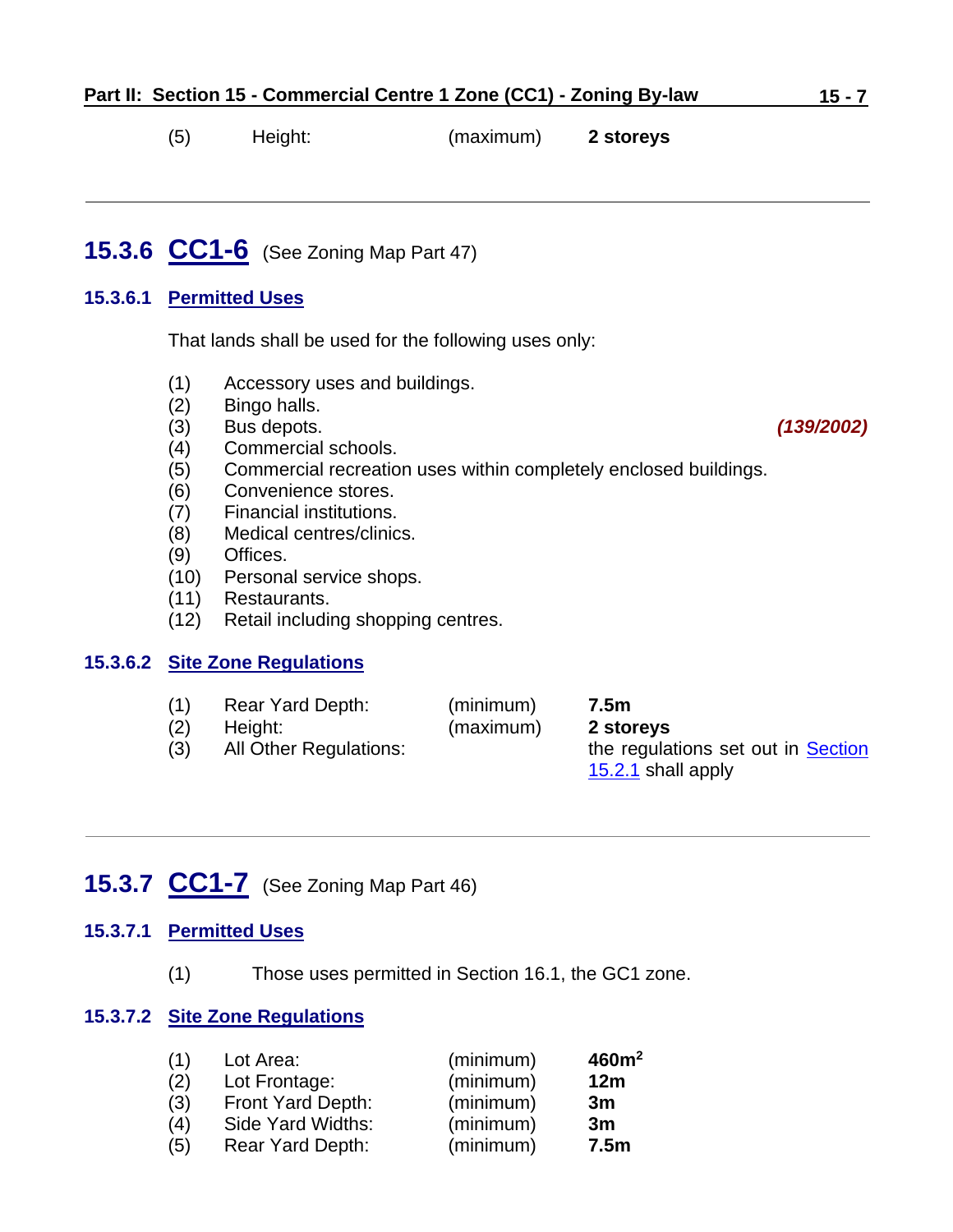(5) Height: (maximum) **2 storeys**

---

## 15.3.6 CC1-6 (See Zoning Map Part 47)

### 15.3.6.1 Permitted Uses

That lands shall be used for the following uses only:

(1) Accessory uses and buildings.
(2) Bingo halls.
(3) Bus depots. ***(139/2002)***
(4) Commercial schools.
(5) Commercial recreation uses within completely enclosed buildings.
(6) Convenience stores.
(7) Financial institutions.
(8) Medical centres/clinics.
(9) Offices.
(10) Personal service shops.
(11) Restaurants.
(12) Retail including shopping centres.

### 15.3.6.2 Site Zone Regulations

| | | | |
|---|---|---|---|
| (1) | Rear Yard Depth: | (minimum) | **7.5m** |
| (2) | Height: | (maximum) | **2 storeys** |
| (3) | All Other Regulations: | | the regulations set out in Section 15.2.1 shall apply |

---

## 15.3.7 CC1-7 (See Zoning Map Part 46)

### 15.3.7.1 Permitted Uses

(1) Those uses permitted in Section 16.1, the GC1 zone.

### 15.3.7.2 Site Zone Regulations

| | | | |
|---|---|---|---|
| (1) | Lot Area: | (minimum) | **460m²** |
| (2) | Lot Frontage: | (minimum) | **12m** |
| (3) | Front Yard Depth: | (minimum) | **3m** |
| (4) | Side Yard Widths: | (minimum) | **3m** |
| (5) | Rear Yard Depth: | (minimum) | **7.5m** |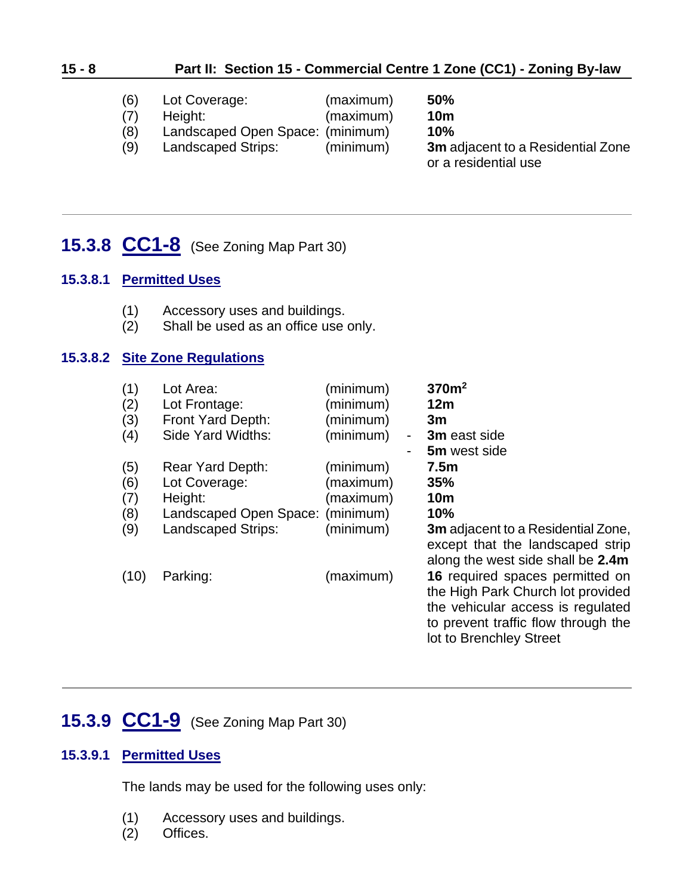| | | | |
|---|---|---|---|
| (6) | Lot Coverage: | (maximum) | **50%** |
| (7) | Height: | (maximum) | **10m** |
| (8) | Landscaped Open Space: | (minimum) | **10%** |
| (9) | Landscaped Strips: | (minimum) | **3m** adjacent to a Residential Zone or a residential use |

---

## 15.3.8 CC1-8 (See Zoning Map Part 30)

### 15.3.8.1 Permitted Uses

(1) Accessory uses and buildings.
(2) Shall be used as an office use only.

### 15.3.8.2 Site Zone Regulations

| | | | |
|---|---|---|---|
| (1) | Lot Area: | (minimum) | **370m$^2$** |
| (2) | Lot Frontage: | (minimum) | **12m** |
| (3) | Front Yard Depth: | (minimum) | **3m** |
| (4) | Side Yard Widths: | (minimum) | - **3m** east side<br>- **5m** west side |
| (5) | Rear Yard Depth: | (minimum) | **7.5m** |
| (6) | Lot Coverage: | (maximum) | **35%** |
| (7) | Height: | (maximum) | **10m** |
| (8) | Landscaped Open Space: | (minimum) | **10%** |
| (9) | Landscaped Strips: | (minimum) | **3m** adjacent to a Residential Zone, except that the landscaped strip along the west side shall be **2.4m** |
| (10) | Parking: | (maximum) | **16** required spaces permitted on the High Park Church lot provided the vehicular access is regulated to prevent traffic flow through the lot to Brenchley Street |

---

## 15.3.9 CC1-9 (See Zoning Map Part 30)

### 15.3.9.1 Permitted Uses

The lands may be used for the following uses only:

(1) Accessory uses and buildings.
(2) Offices.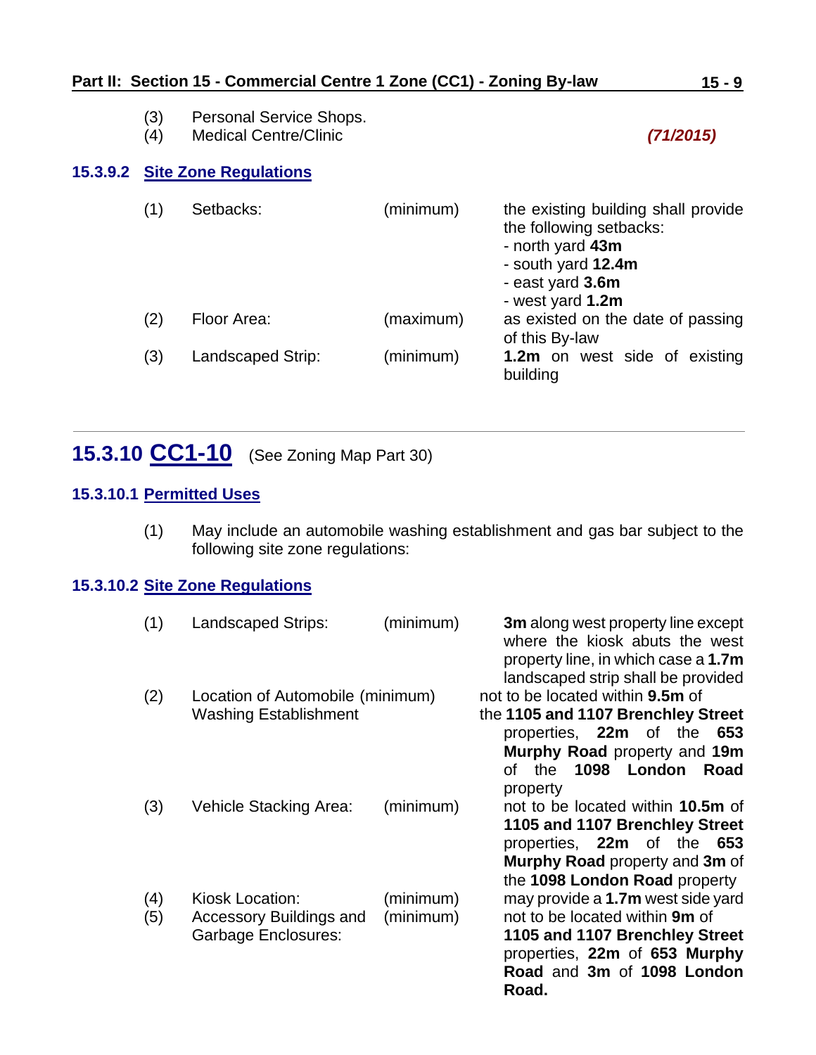(3) Personal Service Shops.
(4) Medical Centre/Clinic *(71/2015)*

### 15.3.9.2 Site Zone Regulations

| | | | |
|---|---|---|---|
| (1) | Setbacks: | (minimum) | the existing building shall provide the following setbacks:<br>- north yard **43m**<br>- south yard **12.4m**<br>- east yard **3.6m**<br>- west yard **1.2m** |
| (2) | Floor Area: | (maximum) | as existed on the date of passing of this By-law |
| (3) | Landscaped Strip: | (minimum) | **1.2m** on west side of existing building |

## 15.3.10 CC1-10 (See Zoning Map Part 30)

### 15.3.10.1 Permitted Uses

(1) May include an automobile washing establishment and gas bar subject to the following site zone regulations:

### 15.3.10.2 Site Zone Regulations

| | | | |
|---|---|---|---|
| (1) | Landscaped Strips: | (minimum) | **3m** along west property line except where the kiosk abuts the west property line, in which case a **1.7m** landscaped strip shall be provided |
| (2) | Location of Automobile Washing Establishment | (minimum) | not to be located within **9.5m** of the **1105 and 1107 Brenchley Street** properties, **22m** of the **653 Murphy Road** property and **19m** of the **1098 London Road** property |
| (3) | Vehicle Stacking Area: | (minimum) | not to be located within **10.5m** of **1105 and 1107 Brenchley Street** properties, **22m** of the **653 Murphy Road** property and **3m** of the **1098 London Road** property |
| (4) | Kiosk Location: | (minimum) | may provide a **1.7m** west side yard |
| (5) | Accessory Buildings and Garbage Enclosures: | (minimum) | not to be located within **9m** of **1105 and 1107 Brenchley Street** properties, **22m** of **653 Murphy Road** and **3m** of **1098 London Road.** |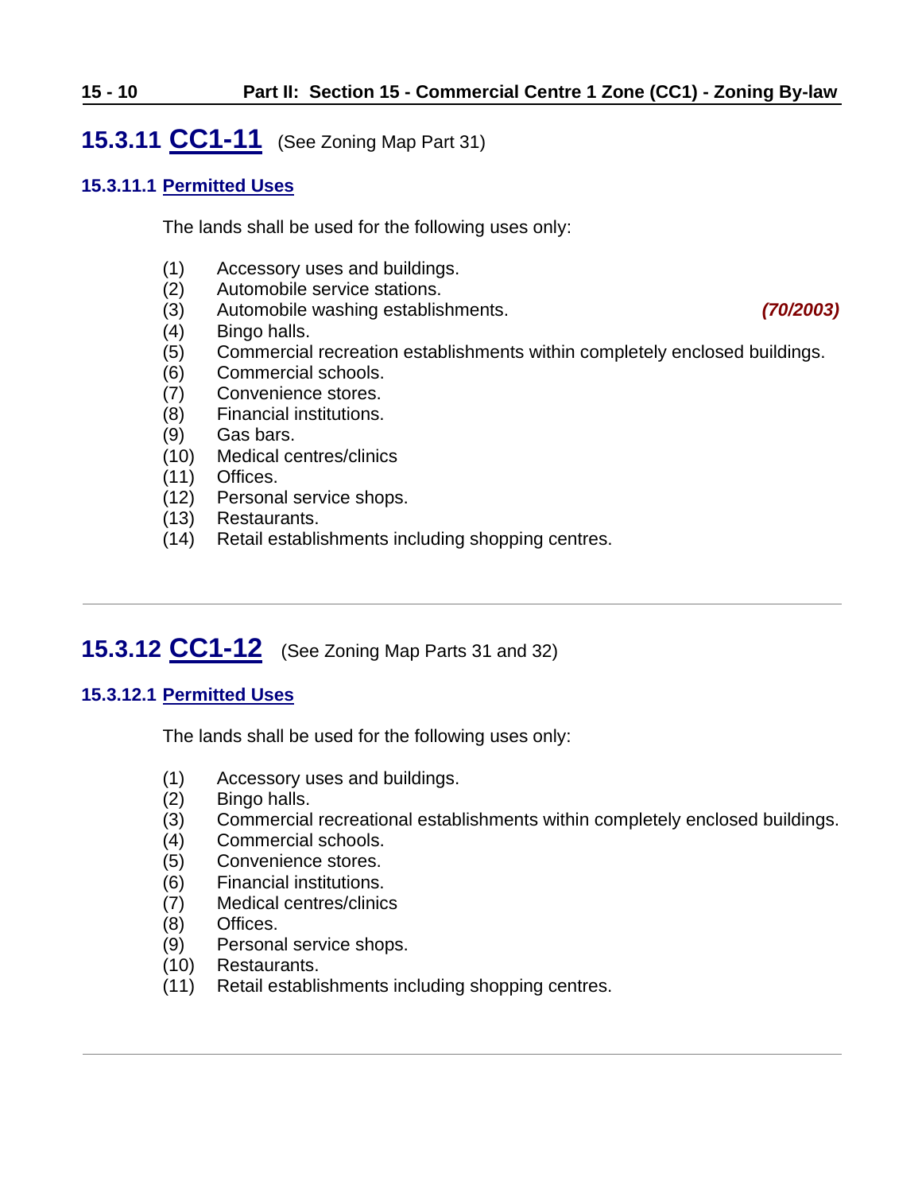## 15.3.11 CC1-11 (See Zoning Map Part 31)

### 15.3.11.1 Permitted Uses

The lands shall be used for the following uses only:

(1) Accessory uses and buildings.
(2) Automobile service stations.
(3) Automobile washing establishments. *(70/2003)*
(4) Bingo halls.
(5) Commercial recreation establishments within completely enclosed buildings.
(6) Commercial schools.
(7) Convenience stores.
(8) Financial institutions.
(9) Gas bars.
(10) Medical centres/clinics
(11) Offices.
(12) Personal service shops.
(13) Restaurants.
(14) Retail establishments including shopping centres.

---

## 15.3.12 CC1-12 (See Zoning Map Parts 31 and 32)

### 15.3.12.1 Permitted Uses

The lands shall be used for the following uses only:

(1) Accessory uses and buildings.
(2) Bingo halls.
(3) Commercial recreational establishments within completely enclosed buildings.
(4) Commercial schools.
(5) Convenience stores.
(6) Financial institutions.
(7) Medical centres/clinics
(8) Offices.
(9) Personal service shops.
(10) Restaurants.
(11) Retail establishments including shopping centres.

---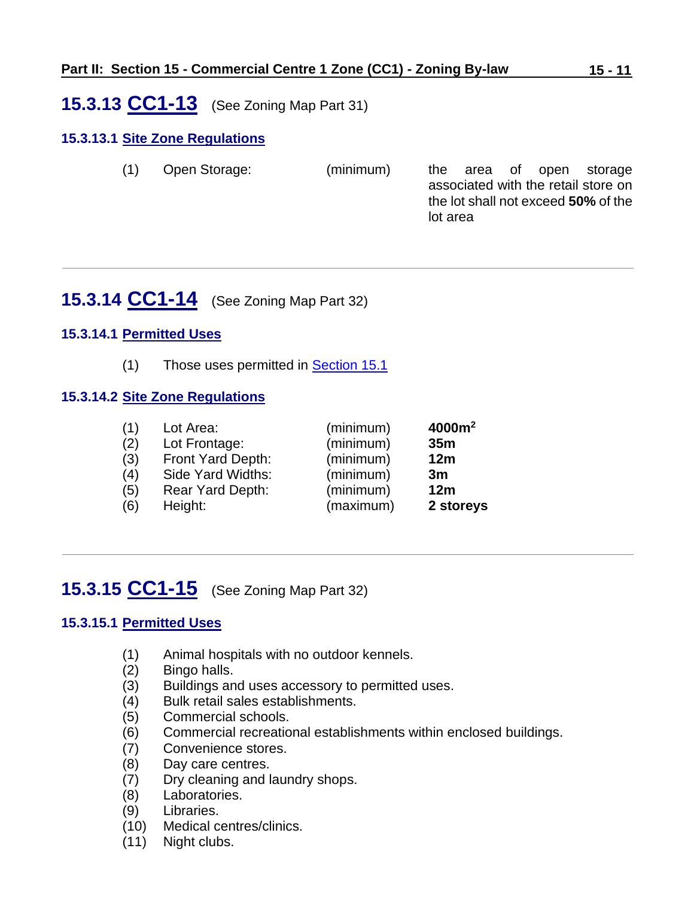## 15.3.13 CC1-13 (See Zoning Map Part 31)

### 15.3.13.1 Site Zone Regulations

| | | | |
|---|---|---|---|
| (1) | Open Storage: | (minimum) | the area of open storage associated with the retail store on the lot shall not exceed **50%** of the lot area |

---

## 15.3.14 CC1-14 (See Zoning Map Part 32)

### 15.3.14.1 Permitted Uses

(1) Those uses permitted in Section 15.1

### 15.3.14.2 Site Zone Regulations

| | | | |
|---|---|---|---|
| (1) | Lot Area: | (minimum) | **4000m²** |
| (2) | Lot Frontage: | (minimum) | **35m** |
| (3) | Front Yard Depth: | (minimum) | **12m** |
| (4) | Side Yard Widths: | (minimum) | **3m** |
| (5) | Rear Yard Depth: | (minimum) | **12m** |
| (6) | Height: | (maximum) | **2 storeys** |

---

## 15.3.15 CC1-15 (See Zoning Map Part 32)

### 15.3.15.1 Permitted Uses

(1) Animal hospitals with no outdoor kennels.
(2) Bingo halls.
(3) Buildings and uses accessory to permitted uses.
(4) Bulk retail sales establishments.
(5) Commercial schools.
(6) Commercial recreational establishments within enclosed buildings.
(7) Convenience stores.
(8) Day care centres.
(7) Dry cleaning and laundry shops.
(8) Laboratories.
(9) Libraries.
(10) Medical centres/clinics.
(11) Night clubs.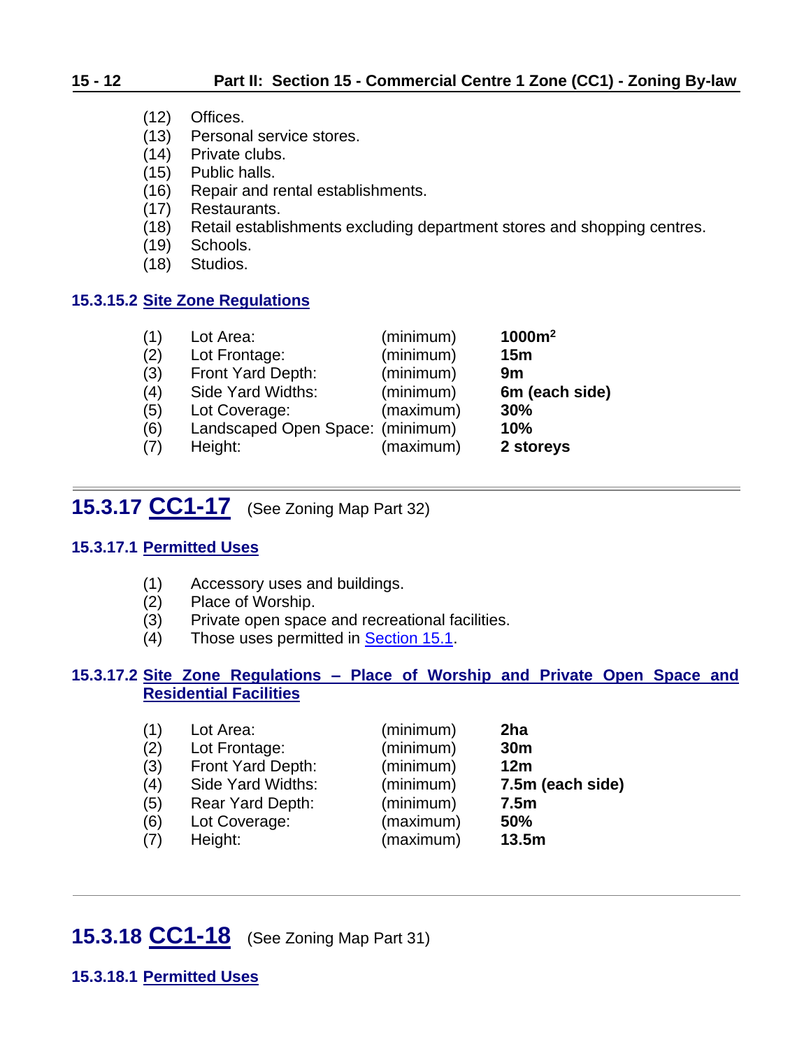(12) Offices.
(13) Personal service stores.
(14) Private clubs.
(15) Public halls.
(16) Repair and rental establishments.
(17) Restaurants.
(18) Retail establishments excluding department stores and shopping centres.
(19) Schools.
(18) Studios.

#### 15.3.15.2 Site Zone Regulations

| | | | |
|---|---|---|---|
| (1) | Lot Area: | (minimum) | **1000m$^2$** |
| (2) | Lot Frontage: | (minimum) | **15m** |
| (3) | Front Yard Depth: | (minimum) | **9m** |
| (4) | Side Yard Widths: | (minimum) | **6m (each side)** |
| (5) | Lot Coverage: | (maximum) | **30%** |
| (6) | Landscaped Open Space: | (minimum) | **10%** |
| (7) | Height: | (maximum) | **2 storeys** |

## 15.3.17 CC1-17 (See Zoning Map Part 32)

#### 15.3.17.1 Permitted Uses

(1) Accessory uses and buildings.
(2) Place of Worship.
(3) Private open space and recreational facilities.
(4) Those uses permitted in Section 15.1.

#### 15.3.17.2 Site Zone Regulations – Place of Worship and Private Open Space and Residential Facilities

| | | | |
|---|---|---|---|
| (1) | Lot Area: | (minimum) | **2ha** |
| (2) | Lot Frontage: | (minimum) | **30m** |
| (3) | Front Yard Depth: | (minimum) | **12m** |
| (4) | Side Yard Widths: | (minimum) | **7.5m (each side)** |
| (5) | Rear Yard Depth: | (minimum) | **7.5m** |
| (6) | Lot Coverage: | (maximum) | **50%** |
| (7) | Height: | (maximum) | **13.5m** |

## 15.3.18 CC1-18 (See Zoning Map Part 31)

#### 15.3.18.1 Permitted Uses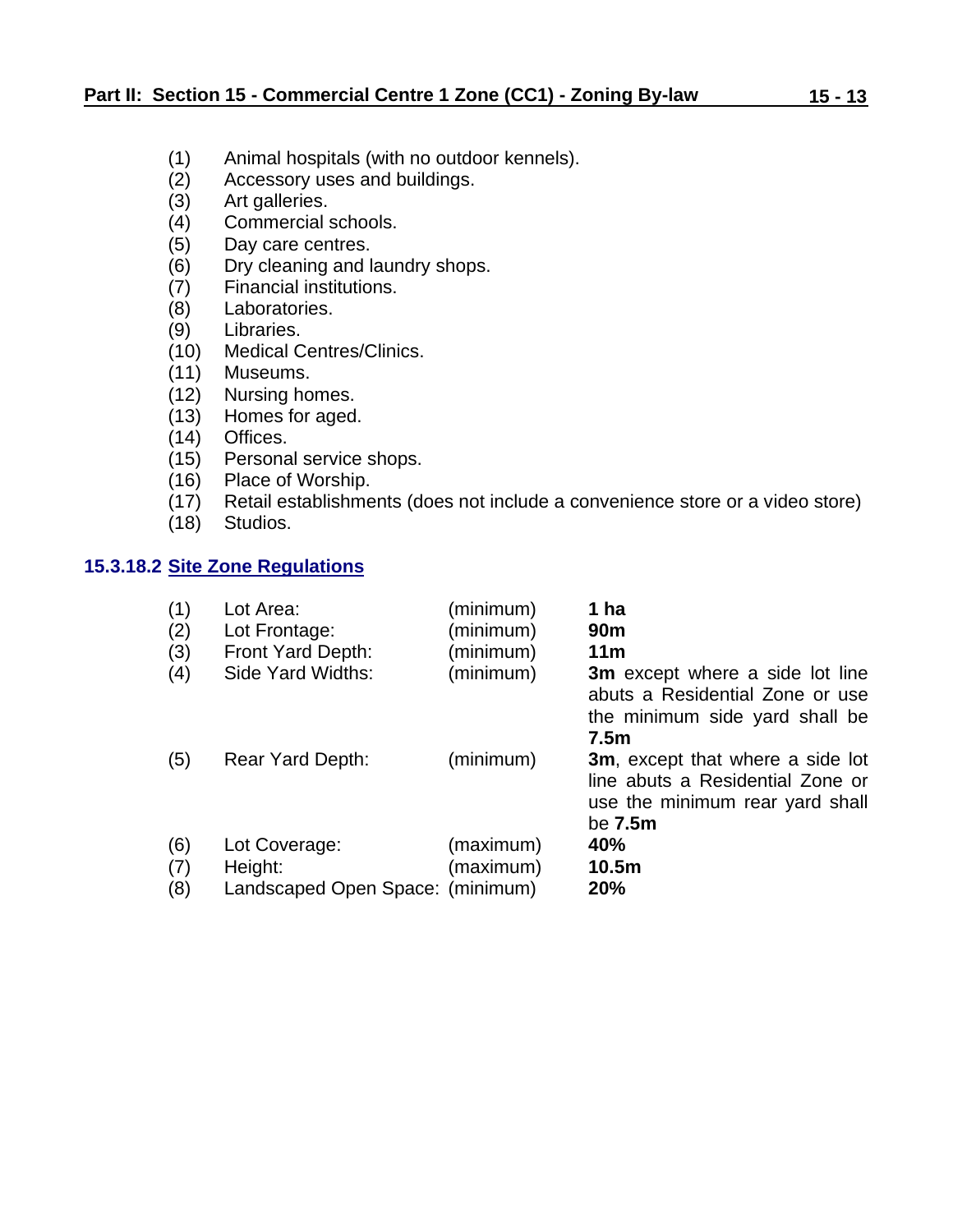(1) Animal hospitals (with no outdoor kennels).
(2) Accessory uses and buildings.
(3) Art galleries.
(4) Commercial schools.
(5) Day care centres.
(6) Dry cleaning and laundry shops.
(7) Financial institutions.
(8) Laboratories.
(9) Libraries.
(10) Medical Centres/Clinics.
(11) Museums.
(12) Nursing homes.
(13) Homes for aged.
(14) Offices.
(15) Personal service shops.
(16) Place of Worship.
(17) Retail establishments (does not include a convenience store or a video store)
(18) Studios.

### 15.3.18.2 Site Zone Regulations

| | | | |
|---|---|---|---|
| (1) | Lot Area: | (minimum) | **1 ha** |
| (2) | Lot Frontage: | (minimum) | **90m** |
| (3) | Front Yard Depth: | (minimum) | **11m** |
| (4) | Side Yard Widths: | (minimum) | **3m** except where a side lot line abuts a Residential Zone or use the minimum side yard shall be **7.5m** |
| (5) | Rear Yard Depth: | (minimum) | **3m**, except that where a side lot line abuts a Residential Zone or use the minimum rear yard shall be **7.5m** |
| (6) | Lot Coverage: | (maximum) | **40%** |
| (7) | Height: | (maximum) | **10.5m** |
| (8) | Landscaped Open Space: | (minimum) | **20%** |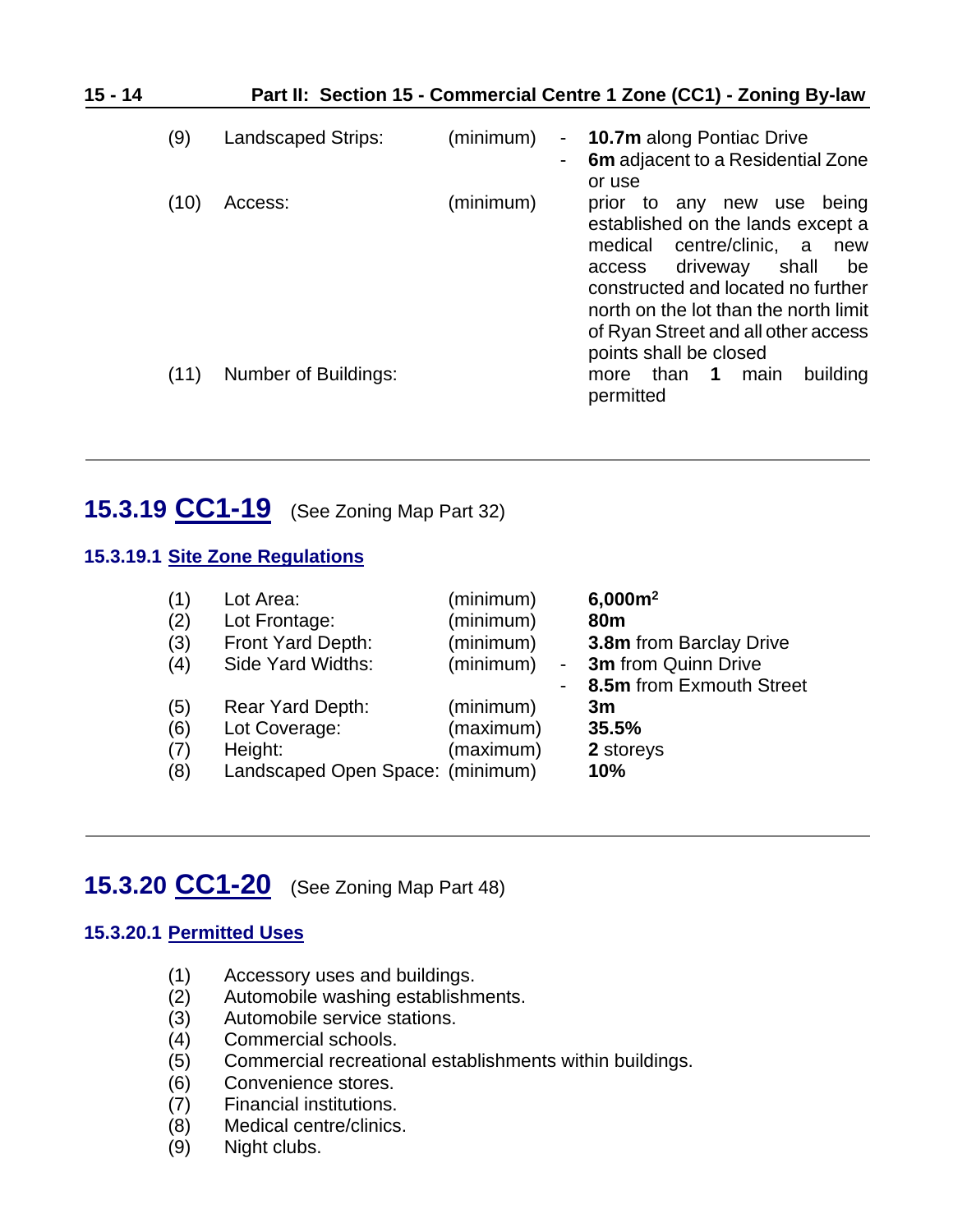| | | | |
|---|---|---|---|
| (9) | Landscaped Strips: | (minimum) | - **10.7m** along Pontiac Drive<br>- **6m** adjacent to a Residential Zone or use |
| (10) | Access: | (minimum) | prior to any new use being established on the lands except a medical centre/clinic, a new access driveway shall be constructed and located no further north on the lot than the north limit of Ryan Street and all other access points shall be closed |
| (11) | Number of Buildings: | | more than **1** main building permitted |

---

## 15.3.19 CC1-19 (See Zoning Map Part 32)

### 15.3.19.1 Site Zone Regulations

| | | | |
|---|---|---|---|
| (1) | Lot Area: | (minimum) | **6,000m$^2$** |
| (2) | Lot Frontage: | (minimum) | **80m** |
| (3) | Front Yard Depth: | (minimum) | **3.8m** from Barclay Drive |
| (4) | Side Yard Widths: | (minimum) | - **3m** from Quinn Drive<br>- **8.5m** from Exmouth Street |
| (5) | Rear Yard Depth: | (minimum) | **3m** |
| (6) | Lot Coverage: | (maximum) | **35.5%** |
| (7) | Height: | (maximum) | **2** storeys |
| (8) | Landscaped Open Space: | (minimum) | **10%** |

---

## 15.3.20 CC1-20 (See Zoning Map Part 48)

### 15.3.20.1 Permitted Uses

(1) Accessory uses and buildings.
(2) Automobile washing establishments.
(3) Automobile service stations.
(4) Commercial schools.
(5) Commercial recreational establishments within buildings.
(6) Convenience stores.
(7) Financial institutions.
(8) Medical centre/clinics.
(9) Night clubs.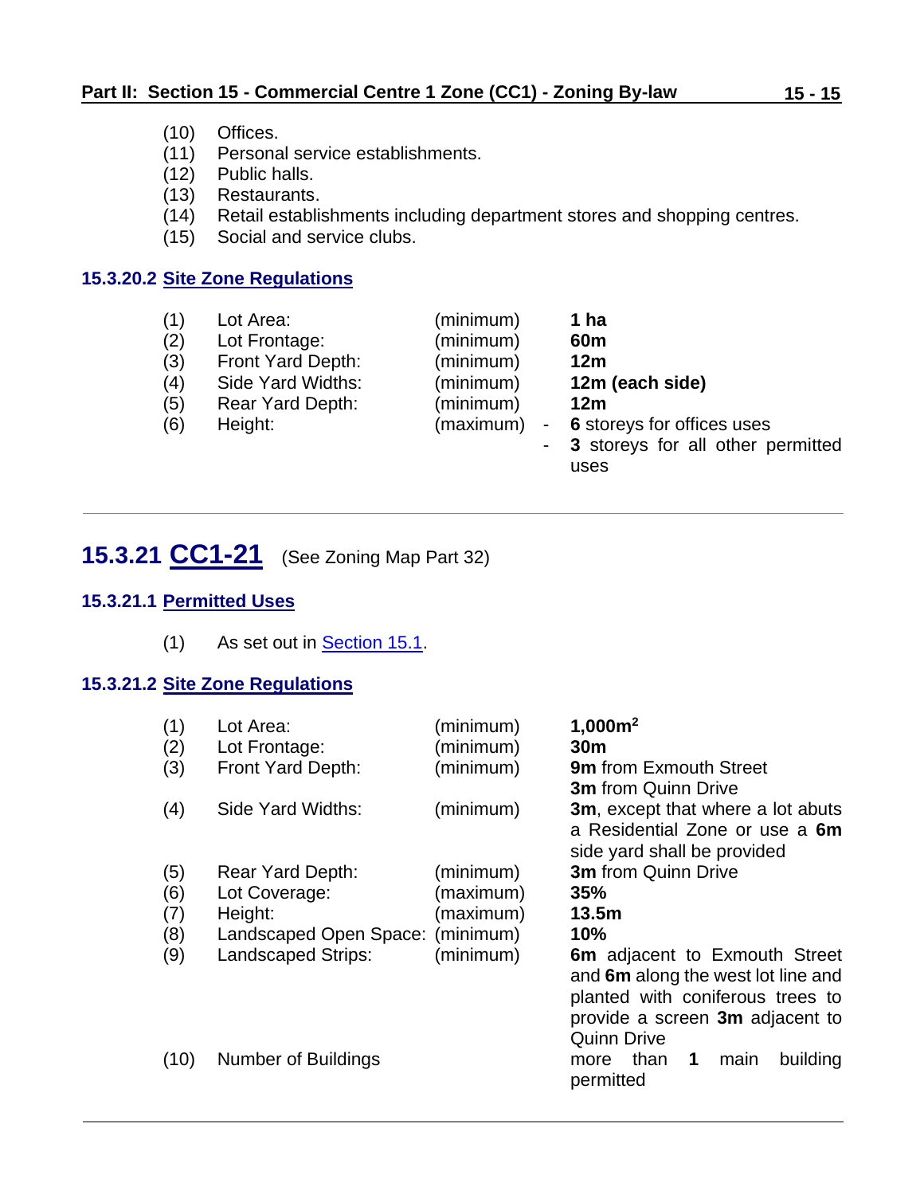(10) Offices.
(11) Personal service establishments.
(12) Public halls.
(13) Restaurants.
(14) Retail establishments including department stores and shopping centres.
(15) Social and service clubs.

#### 15.3.20.2 Site Zone Regulations

| | | | |
|---|---|---|---|
| (1) | Lot Area: | (minimum) | **1 ha** |
| (2) | Lot Frontage: | (minimum) | **60m** |
| (3) | Front Yard Depth: | (minimum) | **12m** |
| (4) | Side Yard Widths: | (minimum) | **12m (each side)** |
| (5) | Rear Yard Depth: | (minimum) | **12m** |
| (6) | Height: | (maximum) | - **6** storeys for offices uses<br>- **3** storeys for all other permitted uses |

---

## 15.3.21 CC1-21 (See Zoning Map Part 32)

#### 15.3.21.1 Permitted Uses

(1) As set out in Section 15.1.

#### 15.3.21.2 Site Zone Regulations

| | | | |
|---|---|---|---|
| (1) | Lot Area: | (minimum) | **1,000m$^2$** |
| (2) | Lot Frontage: | (minimum) | **30m** |
| (3) | Front Yard Depth: | (minimum) | **9m** from Exmouth Street<br>**3m** from Quinn Drive |
| (4) | Side Yard Widths: | (minimum) | **3m**, except that where a lot abuts a Residential Zone or use a **6m** side yard shall be provided |
| (5) | Rear Yard Depth: | (minimum) | **3m** from Quinn Drive |
| (6) | Lot Coverage: | (maximum) | **35%** |
| (7) | Height: | (maximum) | **13.5m** |
| (8) | Landscaped Open Space: | (minimum) | **10%** |
| (9) | Landscaped Strips: | (minimum) | **6m** adjacent to Exmouth Street and **6m** along the west lot line and planted with coniferous trees to provide a screen **3m** adjacent to Quinn Drive |
| (10) | Number of Buildings | | more than **1** main building permitted |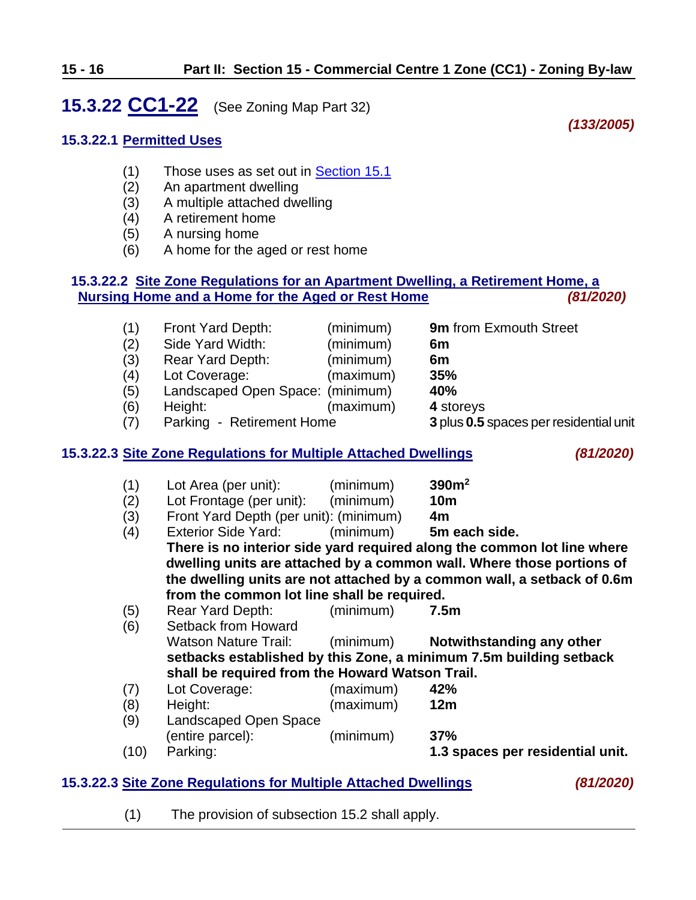## 15.3.22 CC1-22 (See Zoning Map Part 32)

***(133/2005)***

### 15.3.22.1 Permitted Uses

(1) Those uses as set out in Section 15.1
(2) An apartment dwelling
(3) A multiple attached dwelling
(4) A retirement home
(5) A nursing home
(6) A home for the aged or rest home

### 15.3.22.2 Site Zone Regulations for an Apartment Dwelling, a Retirement Home, a Nursing Home and a Home for the Aged or Rest Home ***(81/2020)***

| | | | |
|---|---|---|---|
| (1) | Front Yard Depth: | (minimum) | **9m** from Exmouth Street |
| (2) | Side Yard Width: | (minimum) | **6m** |
| (3) | Rear Yard Depth: | (minimum) | **6m** |
| (4) | Lot Coverage: | (maximum) | **35%** |
| (5) | Landscaped Open Space: | (minimum) | **40%** |
| (6) | Height: | (maximum) | **4** storeys |
| (7) | Parking - Retirement Home | | **3** plus **0.5** spaces per residential unit |

### 15.3.22.3 Site Zone Regulations for Multiple Attached Dwellings ***(81/2020)***

(1) Lot Area (per unit): (minimum) **390m²**

(2) Lot Frontage (per unit): (minimum) **10m**

(3) Front Yard Depth (per unit): (minimum) **4m**

(4) Exterior Side Yard: (minimum) **5m each side. There is no interior side yard required along the common lot line where dwelling units are attached by a common wall. Where those portions of the dwelling units are not attached by a common wall, a setback of 0.6m from the common lot line shall be required.**

(5) Rear Yard Depth: (minimum) **7.5m**

(6) Setback from Howard Watson Nature Trail: (minimum) **Notwithstanding any other setbacks established by this Zone, a minimum 7.5m building setback shall be required from the Howard Watson Trail.**

(7) Lot Coverage: (maximum) **42%**

(8) Height: (maximum) **12m**

(9) Landscaped Open Space (entire parcel): (minimum) **37%**

(10) Parking: **1.3 spaces per residential unit.**

### 15.3.22.3 Site Zone Regulations for Multiple Attached Dwellings ***(81/2020)***

(1) The provision of subsection 15.2 shall apply.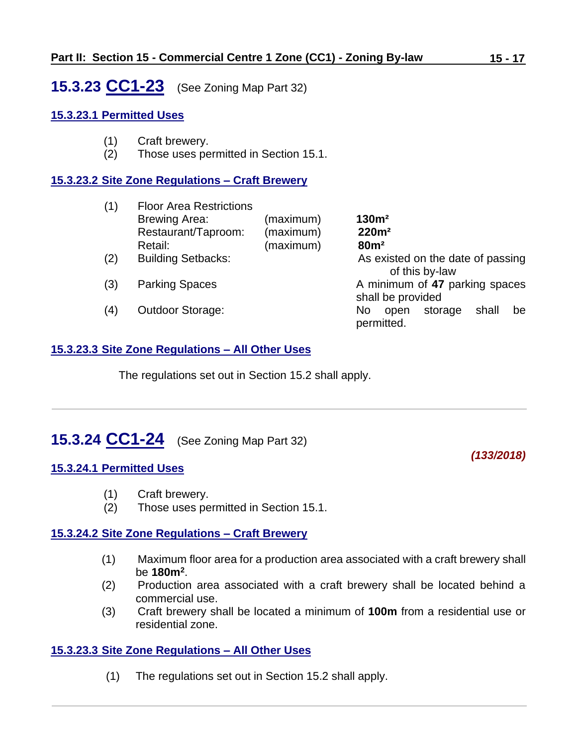## 15.3.23 CC1-23 (See Zoning Map Part 32)

### 15.3.23.1 Permitted Uses

(1) Craft brewery.
(2) Those uses permitted in Section 15.1.

### 15.3.23.2 Site Zone Regulations – Craft Brewery

| | | | |
|---|---|---|---|
| (1) | Floor Area Restrictions | | |
| | Brewing Area: | (maximum) | **130m²** |
| | Restaurant/Taproom: | (maximum) | **220m²** |
| | Retail: | (maximum) | **80m²** |
| (2) | Building Setbacks: | | As existed on the date of passing of this by-law |
| (3) | Parking Spaces | | A minimum of **47** parking spaces shall be provided |
| (4) | Outdoor Storage: | | No open storage shall be permitted. |

### 15.3.23.3 Site Zone Regulations – All Other Uses

The regulations set out in Section 15.2 shall apply.

---

## 15.3.24 CC1-24 (See Zoning Map Part 32)

***(133/2018)***

### 15.3.24.1 Permitted Uses

(1) Craft brewery.
(2) Those uses permitted in Section 15.1.

### 15.3.24.2 Site Zone Regulations – Craft Brewery

(1) Maximum floor area for a production area associated with a craft brewery shall be **180m²**.
(2) Production area associated with a craft brewery shall be located behind a commercial use.
(3) Craft brewery shall be located a minimum of **100m** from a residential use or residential zone.

### 15.3.23.3 Site Zone Regulations – All Other Uses

(1) The regulations set out in Section 15.2 shall apply.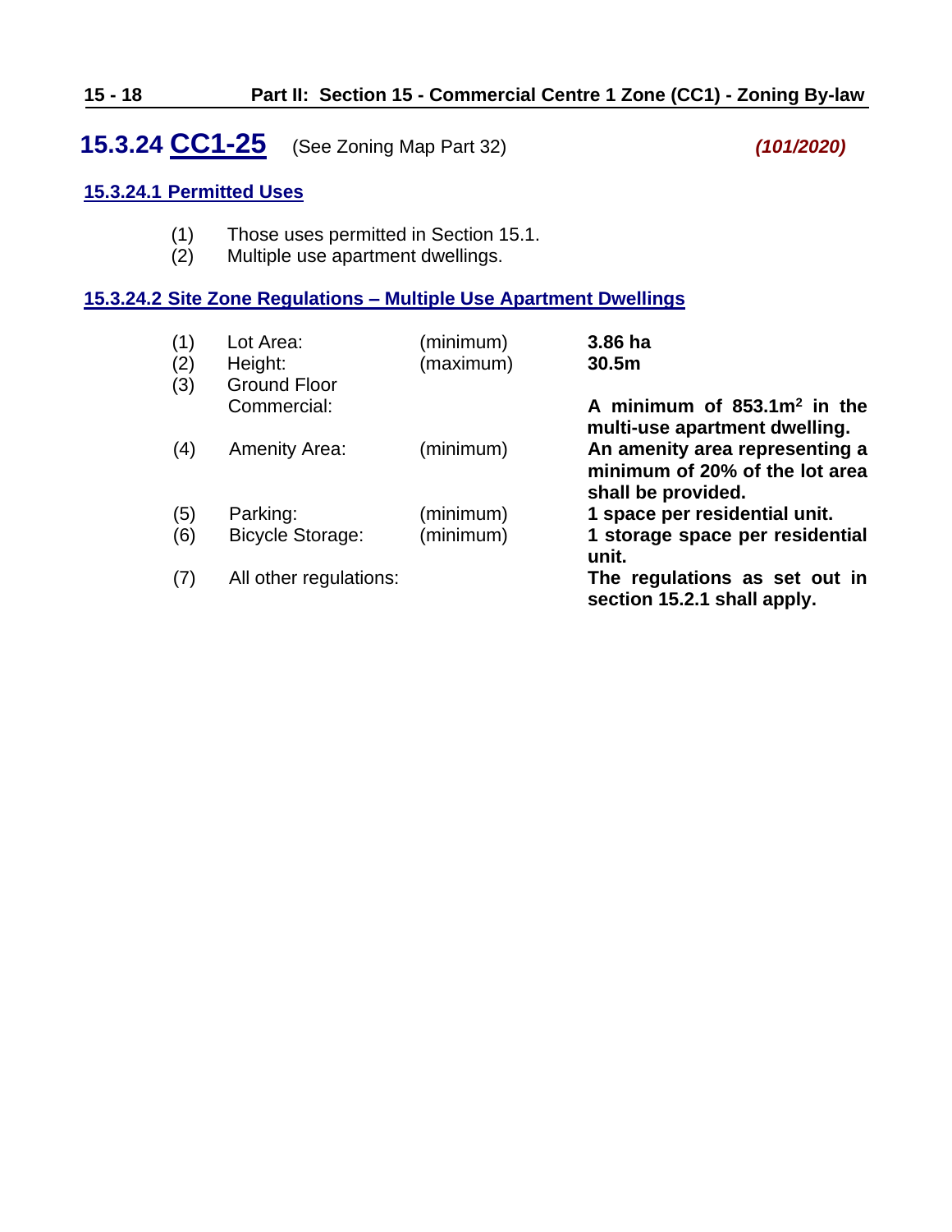## 15.3.24 CC1-25 (See Zoning Map Part 32) *(101/2020)*

### 15.3.24.1 Permitted Uses

(1) Those uses permitted in Section 15.1.
(2) Multiple use apartment dwellings.

### 15.3.24.2 Site Zone Regulations – Multiple Use Apartment Dwellings

| | | | |
|---|---|---|---|
| (1) | Lot Area: | (minimum) | **3.86 ha** |
| (2) | Height: | (maximum) | **30.5m** |
| (3) | Ground Floor Commercial: | | **A minimum of 853.1m² in the multi-use apartment dwelling.** |
| (4) | Amenity Area: | (minimum) | **An amenity area representing a minimum of 20% of the lot area shall be provided.** |
| (5) | Parking: | (minimum) | **1 space per residential unit.** |
| (6) | Bicycle Storage: | (minimum) | **1 storage space per residential unit.** |
| (7) | All other regulations: | | **The regulations as set out in section 15.2.1 shall apply.** |